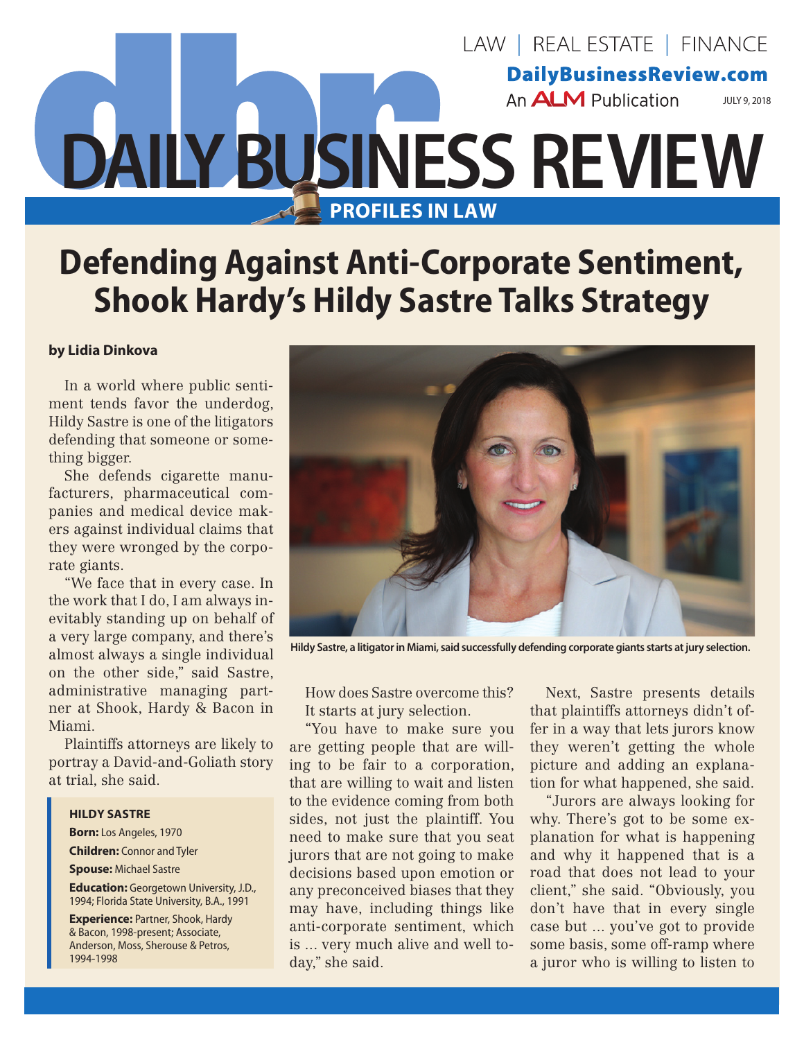LAW | REAL ESTATE | FINANCE

DailyBusinessReview.com

An ALM Publication JULY 9, 2018

# DAILY BUSINESS REVIEW

PROFILES IN LAW

# Defending Against Anti-Corporate Sentiment, Shook Hardy's Hildy Sastre Talks Strategy

**by Lidia Dinkova**

In a world where public sentiment tends favor the underdog, Hildy Sastre is one of the litigators defending that someone or something bigger.

She defends cigarette manufacturers, pharmaceutical companies and medical device makers against individual claims that they were wronged by the corporate giants.

"We face that in every case. In the work that I do, I am always inevitably standing up on behalf of a very large company, and there's almost always a single individual on the other side," said Sastre, administrative managing partner at Shook, Hardy & Bacon in Miami.

Plaintiffs attorneys are likely to portray a David-and-Goliath story at trial, she said.

**HILDY SASTRE**

**Born:** Los Angeles, 1970

**Children:** Connor and Tyler

**Spouse:** Michael Sastre

**Education:** Georgetown University, J.D., 1994; Florida State University, B.A., 1991

**Experience:** Partner, Shook, Hardy & Bacon, 1998-present; Associate, Anderson, Moss, Sherouse & Petros, 1994-1998

Hildy Sastre, a litigator in Miami, said successfully defending corporate giants starts at jury selection.

How does Sastre overcome this? It starts at jury selection.

"You have to make sure you are getting people that are willing to be fair to a corporation, that are willing to wait and listen to the evidence coming from both sides, not just the plaintiff. You need to make sure that you seat jurors that are not going to make decisions based upon emotion or any preconceived biases that they may have, including things like anti-corporate sentiment, which is ... very much alive and well today," she said.

Next, Sastre presents details that plaintiffs attorneys didn't offer in a way that lets jurors know they weren't getting the whole picture and adding an explanation for what happened, she said.

"Jurors are always looking for why. There's got to be some explanation for what is happening and why it happened that is a road that does not lead to your client," she said. "Obviously, you don't have that in every single case but ... you've got to provide some basis, some off-ramp where a juror who is willing to listen to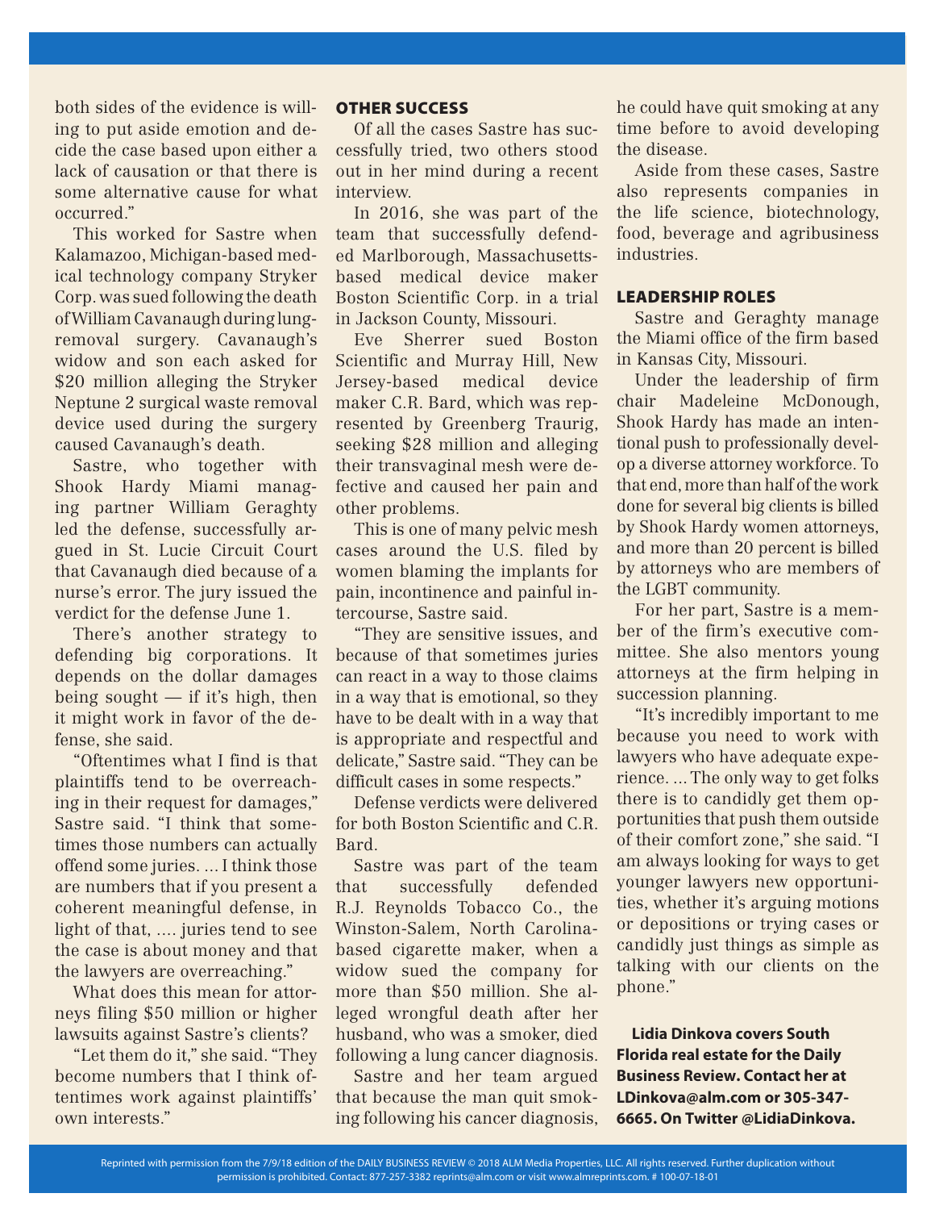both sides of the evidence is willing to put aside emotion and decide the case based upon either a lack of causation or that there is some alternative cause for what occurred."

This worked for Sastre when Kalamazoo, Michigan-based medical technology company Stryker Corp. was sued following the death of William Cavanaugh during lung-removal surgery. Cavanaugh's widow and son each asked for $20 million alleging the Stryker Neptune 2 surgical waste removal device used during the surgery caused Cavanaugh's death.

Sastre, who together with Shook Hardy Miami managing partner William Geraghty led the defense, successfully argued in St. Lucie Circuit Court that Cavanaugh died because of a nurse's error. The jury issued the verdict for the defense June 1.

There's another strategy to defending big corporations. It depends on the dollar damages being sought — if it's high, then it might work in favor of the defense, she said.

"Oftentimes what I find is that plaintiffs tend to be overreaching in their request for damages," Sastre said. "I think that sometimes those numbers can actually offend some juries. ... I think those are numbers that if you present a coherent meaningful defense, in light of that, .... juries tend to see the case is about money and that the lawyers are overreaching."

What does this mean for attorneys filing $50 million or higher lawsuits against Sastre's clients?

"Let them do it," she said. "They become numbers that I think oftentimes work against plaintiffs' own interests."

## OTHER SUCCESS

Of all the cases Sastre has successfully tried, two others stood out in her mind during a recent interview.

In 2016, she was part of the team that successfully defended Marlborough, Massachusetts-based medical device maker Boston Scientific Corp. in a trial in Jackson County, Missouri.

Eve Sherrer sued Boston Scientific and Murray Hill, New Jersey-based medical device maker C.R. Bard, which was represented by Greenberg Traurig, seeking $28 million and alleging their transvaginal mesh were defective and caused her pain and other problems.

This is one of many pelvic mesh cases around the U.S. filed by women blaming the implants for pain, incontinence and painful intercourse, Sastre said.

"They are sensitive issues, and because of that sometimes juries can react in a way to those claims in a way that is emotional, so they have to be dealt with in a way that is appropriate and respectful and delicate," Sastre said. "They can be difficult cases in some respects."

Defense verdicts were delivered for both Boston Scientific and C.R. Bard.

Sastre was part of the team that successfully defended R.J. Reynolds Tobacco Co., the Winston-Salem, North Carolina-based cigarette maker, when a widow sued the company for more than $50 million. She alleged wrongful death after her husband, who was a smoker, died following a lung cancer diagnosis.

Sastre and her team argued that because the man quit smoking following his cancer diagnosis, he could have quit smoking at any time before to avoid developing the disease.

Aside from these cases, Sastre also represents companies in the life science, biotechnology, food, beverage and agribusiness industries.

## LEADERSHIP ROLES

Sastre and Geraghty manage the Miami office of the firm based in Kansas City, Missouri.

Under the leadership of firm chair Madeleine McDonough, Shook Hardy has made an intentional push to professionally develop a diverse attorney workforce. To that end, more than half of the work done for several big clients is billed by Shook Hardy women attorneys, and more than 20 percent is billed by attorneys who are members of the LGBT community.

For her part, Sastre is a member of the firm's executive committee. She also mentors young attorneys at the firm helping in succession planning.

"It's incredibly important to me because you need to work with lawyers who have adequate experience. ... The only way to get folks there is to candidly get them opportunities that push them outside of their comfort zone," she said. "I am always looking for ways to get younger lawyers new opportunities, whether it's arguing motions or depositions or trying cases or candidly just things as simple as talking with our clients on the phone."

**Lidia Dinkova covers South Florida real estate for the Daily Business Review. Contact her at LDinkova@alm.com or 305-347-6665. On Twitter @LidiaDinkova.**

Reprinted with permission from the 7/9/18 edition of the DAILY BUSINESS REVIEW © 2018 ALM Media Properties, LLC. All rights reserved. Further duplication without permission is prohibited. Contact: 877-257-3382 reprints@alm.com or visit www.almreprints.com. # 100-07-18-01